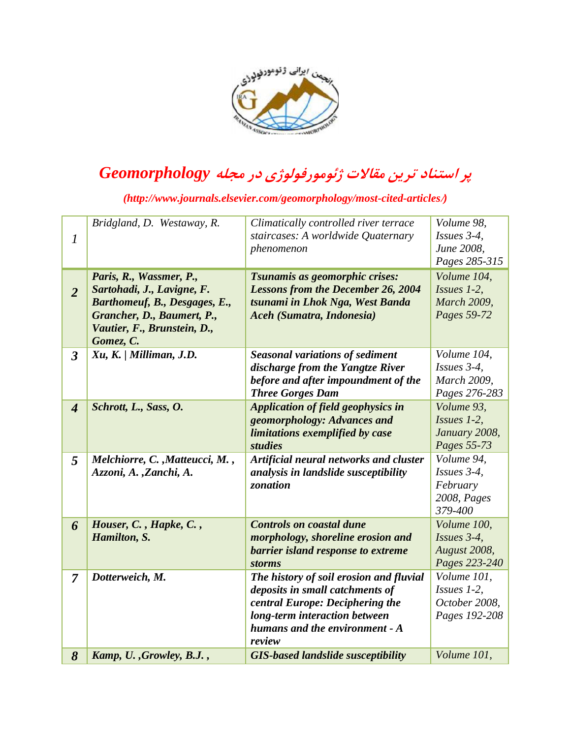# پر استناد ترین مقالات ژئومورفولوژی در مجله Geomorphology

(http://www.journals.elsevier.com/geomorphology/most-cited-articles/)

| | | | |
|---|---|---|---|
| 1 | Bridgland, D. Westaway, R. | Climatically controlled river terrace staircases: A worldwide Quaternary phenomenon | Volume 98, Issues 3-4, June 2008, Pages 285-315 |
| 2 | Paris, R., Wassmer, P., Sartohadi, J., Lavigne, F. Barthomeuf, B., Desgages, E., Grancher, D., Baumert, P., Vautier, F., Brunstein, D., Gomez, C. | Tsunamis as geomorphic crises: Lessons from the December 26, 2004 tsunami in Lhok Nga, West Banda Aceh (Sumatra, Indonesia) | Volume 104, Issues 1-2, March 2009, Pages 59-72 |
| 3 | Xu, K. \| Milliman, J.D. | Seasonal variations of sediment discharge from the Yangtze River before and after impoundment of the Three Gorges Dam | Volume 104, Issues 3-4, March 2009, Pages 276-283 |
| 4 | Schrott, L., Sass, O. | Application of field geophysics in geomorphology: Advances and limitations exemplified by case studies | Volume 93, Issues 1-2, January 2008, Pages 55-73 |
| 5 | Melchiorre, C. ,Matteucci, M. , Azzoni, A. ,Zanchi, A. | Artificial neural networks and cluster analysis in landslide susceptibility zonation | Volume 94, Issues 3-4, February 2008, Pages 379-400 |
| 6 | Houser, C. , Hapke, C. , Hamilton, S. | Controls on coastal dune morphology, shoreline erosion and barrier island response to extreme storms | Volume 100, Issues 3-4, August 2008, Pages 223-240 |
| 7 | Dotterweich, M. | The history of soil erosion and fluvial deposits in small catchments of central Europe: Deciphering the long-term interaction between humans and the environment - A review | Volume 101, Issues 1-2, October 2008, Pages 192-208 |
| 8 | Kamp, U. ,Growley, B.J. , | GIS-based landslide susceptibility | Volume 101, |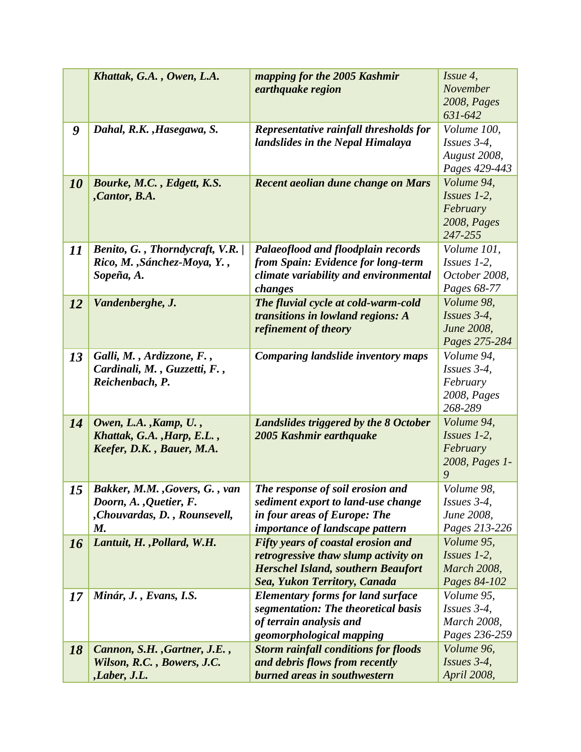| | | | |
|---|---|---|---|
| | ***Khattak, G.A. , Owen, L.A.*** | ***mapping for the 2005 Kashmir earthquake region*** | *Issue 4, November 2008, Pages 631-642* |
| ***9*** | ***Dahal, R.K. ,Hasegawa, S.*** | ***Representative rainfall thresholds for landslides in the Nepal Himalaya*** | *Volume 100, Issues 3-4, August 2008, Pages 429-443* |
| ***10*** | ***Bourke, M.C. , Edgett, K.S. ,Cantor, B.A.*** | ***Recent aeolian dune change on Mars*** | *Volume 94, Issues 1-2, February 2008, Pages 247-255* |
| ***11*** | ***Benito, G. , Thorndycraft, V.R. \| Rico, M. ,Sánchez-Moya, Y. , Sopeña, A.*** | ***Palaeoflood and floodplain records from Spain: Evidence for long-term climate variability and environmental changes*** | *Volume 101, Issues 1-2, October 2008, Pages 68-77* |
| ***12*** | ***Vandenberghe, J.*** | ***The fluvial cycle at cold-warm-cold transitions in lowland regions: A refinement of theory*** | *Volume 98, Issues 3-4, June 2008, Pages 275-284* |
| ***13*** | ***Galli, M. , Ardizzone, F. , Cardinali, M. , Guzzetti, F. , Reichenbach, P.*** | ***Comparing landslide inventory maps*** | *Volume 94, Issues 3-4, February 2008, Pages 268-289* |
| ***14*** | ***Owen, L.A. ,Kamp, U. , Khattak, G.A. ,Harp, E.L. , Keefer, D.K. , Bauer, M.A.*** | ***Landslides triggered by the 8 October 2005 Kashmir earthquake*** | *Volume 94, Issues 1-2, February 2008, Pages 1-9* |
| ***15*** | ***Bakker, M.M. ,Govers, G. , van Doorn, A. ,Quetier, F. ,Chouvardas, D. , Rounsevell, M.*** | ***The response of soil erosion and sediment export to land-use change in four areas of Europe: The importance of landscape pattern*** | *Volume 98, Issues 3-4, June 2008, Pages 213-226* |
| ***16*** | ***Lantuit, H. ,Pollard, W.H.*** | ***Fifty years of coastal erosion and retrogressive thaw slump activity on Herschel Island, southern Beaufort Sea, Yukon Territory, Canada*** | *Volume 95, Issues 1-2, March 2008, Pages 84-102* |
| ***17*** | ***Minár, J. , Evans, I.S.*** | ***Elementary forms for land surface segmentation: The theoretical basis of terrain analysis and geomorphological mapping*** | *Volume 95, Issues 3-4, March 2008, Pages 236-259* |
| ***18*** | ***Cannon, S.H. ,Gartner, J.E. , Wilson, R.C. , Bowers, J.C. ,Laber, J.L.*** | ***Storm rainfall conditions for floods and debris flows from recently burned areas in southwestern*** | *Volume 96, Issues 3-4, April 2008,* |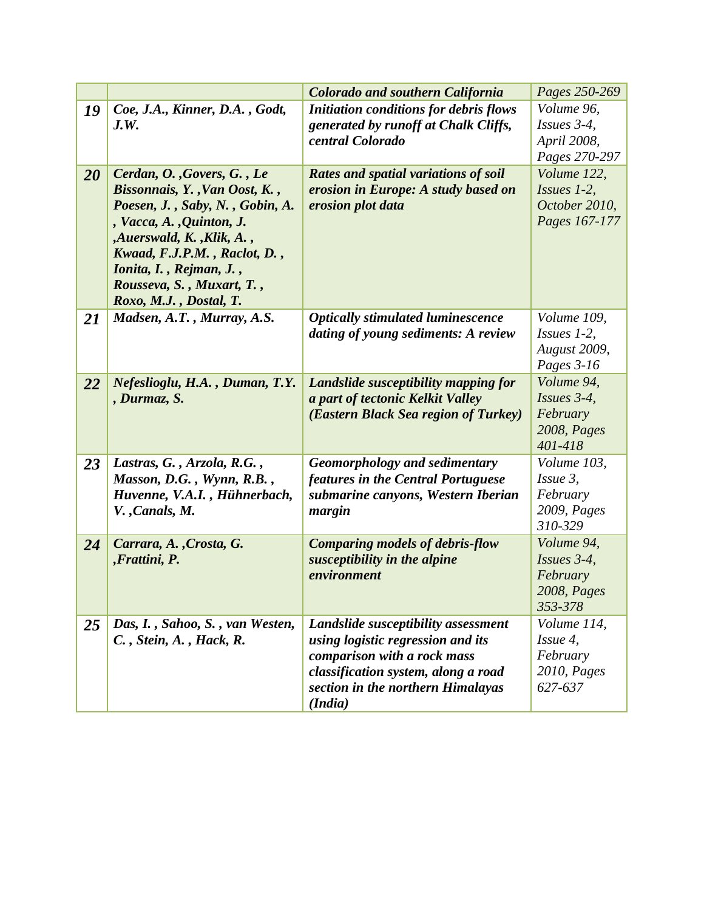| | | | |
|---|---|---|---|
| | | ***Colorado and southern California*** | *Pages 250-269* |
| ***19*** | ***Coe, J.A., Kinner, D.A. , Godt, J.W.*** | ***Initiation conditions for debris flows generated by runoff at Chalk Cliffs, central Colorado*** | *Volume 96, Issues 3-4, April 2008, Pages 270-297* |
| ***20*** | ***Cerdan, O. ,Govers, G. , Le Bissonnais, Y. ,Van Oost, K. , Poesen, J. , Saby, N. , Gobin, A. , Vacca, A. ,Quinton, J. ,Auerswald, K. ,Klik, A. , Kwaad, F.J.P.M. , Raclot, D. , Ionita, I. , Rejman, J. , Rousseva, S. , Muxart, T. , Roxo, M.J. , Dostal, T.*** | ***Rates and spatial variations of soil erosion in Europe: A study based on erosion plot data*** | *Volume 122, Issues 1-2, October 2010, Pages 167-177* |
| ***21*** | ***Madsen, A.T. , Murray, A.S.*** | ***Optically stimulated luminescence dating of young sediments: A review*** | *Volume 109, Issues 1-2, August 2009, Pages 3-16* |
| ***22*** | ***Nefeslioglu, H.A. , Duman, T.Y. , Durmaz, S.*** | ***Landslide susceptibility mapping for a part of tectonic Kelkit Valley (Eastern Black Sea region of Turkey)*** | *Volume 94, Issues 3-4, February 2008, Pages 401-418* |
| ***23*** | ***Lastras, G. , Arzola, R.G. , Masson, D.G. , Wynn, R.B. , Huvenne, V.A.I. , Hühnerbach, V. ,Canals, M.*** | ***Geomorphology and sedimentary features in the Central Portuguese submarine canyons, Western Iberian margin*** | *Volume 103, Issue 3, February 2009, Pages 310-329* |
| ***24*** | ***Carrara, A. ,Crosta, G. ,Frattini, P.*** | ***Comparing models of debris-flow susceptibility in the alpine environment*** | *Volume 94, Issues 3-4, February 2008, Pages 353-378* |
| ***25*** | ***Das, I. , Sahoo, S. , van Westen, C. , Stein, A. , Hack, R.*** | ***Landslide susceptibility assessment using logistic regression and its comparison with a rock mass classification system, along a road section in the northern Himalayas (India)*** | *Volume 114, Issue 4, February 2010, Pages 627-637* |